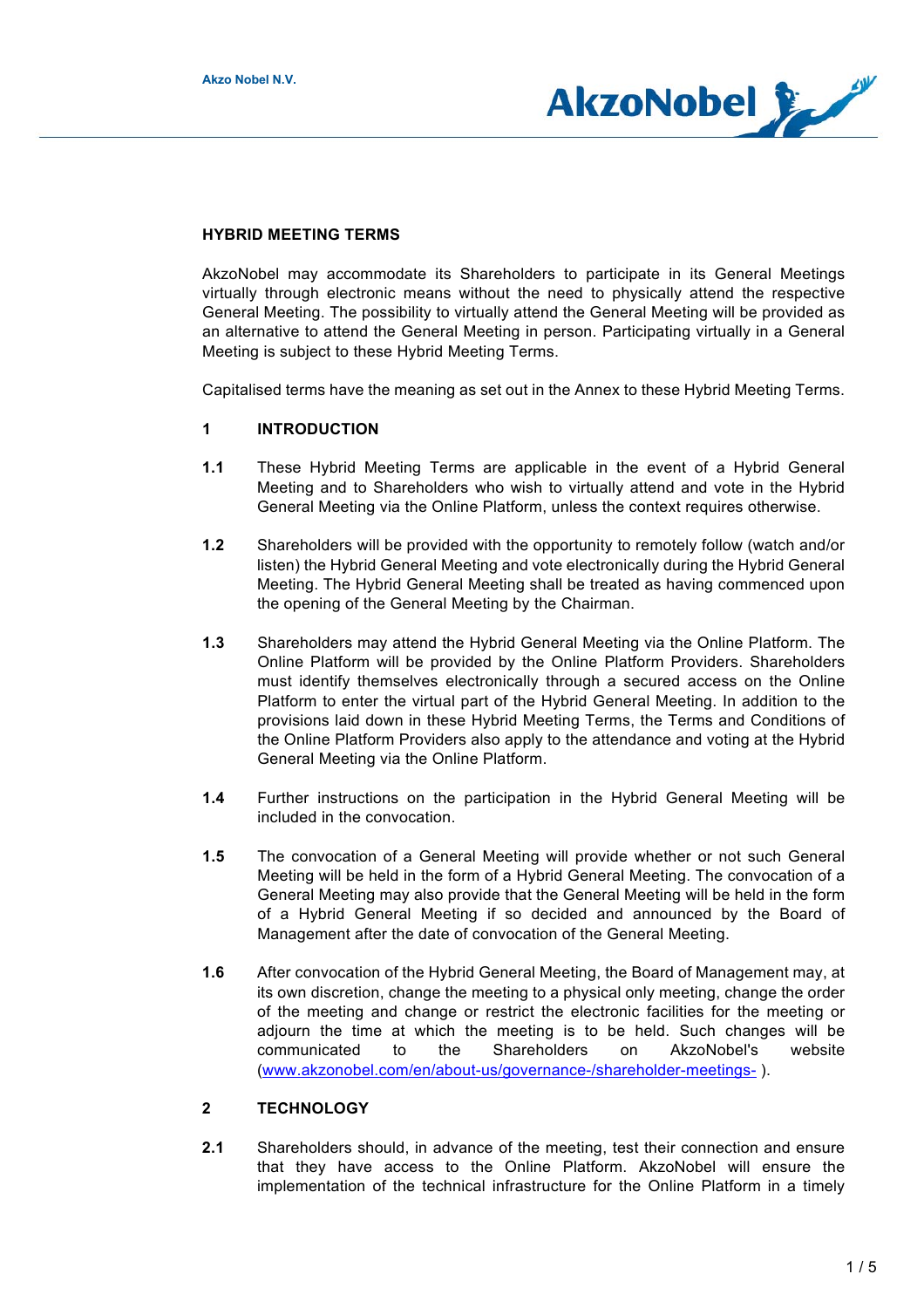## HYBRID MEETING TERMS

AkzoNobel may accommodate its Shareholders to participate in its General Meetings virtually through electronic means without the need to physically attend the respective General Meeting. The possibility to virtually attend the General Meeting will be provided as an alternative to attend the General Meeting in person. Participating virtually in a General Meeting is subject to these Hybrid Meeting Terms.

Capitalised terms have the meaning as set out in the Annex to these Hybrid Meeting Terms.

### 1 INTRODUCTION

**1.1** These Hybrid Meeting Terms are applicable in the event of a Hybrid General Meeting and to Shareholders who wish to virtually attend and vote in the Hybrid General Meeting via the Online Platform, unless the context requires otherwise.

**1.2** Shareholders will be provided with the opportunity to remotely follow (watch and/or listen) the Hybrid General Meeting and vote electronically during the Hybrid General Meeting. The Hybrid General Meeting shall be treated as having commenced upon the opening of the General Meeting by the Chairman.

**1.3** Shareholders may attend the Hybrid General Meeting via the Online Platform. The Online Platform will be provided by the Online Platform Providers. Shareholders must identify themselves electronically through a secured access on the Online Platform to enter the virtual part of the Hybrid General Meeting. In addition to the provisions laid down in these Hybrid Meeting Terms, the Terms and Conditions of the Online Platform Providers also apply to the attendance and voting at the Hybrid General Meeting via the Online Platform.

**1.4** Further instructions on the participation in the Hybrid General Meeting will be included in the convocation.

**1.5** The convocation of a General Meeting will provide whether or not such General Meeting will be held in the form of a Hybrid General Meeting. The convocation of a General Meeting may also provide that the General Meeting will be held in the form of a Hybrid General Meeting if so decided and announced by the Board of Management after the date of convocation of the General Meeting.

**1.6** After convocation of the Hybrid General Meeting, the Board of Management may, at its own discretion, change the meeting to a physical only meeting, change the order of the meeting and change or restrict the electronic facilities for the meeting or adjourn the time at which the meeting is to be held. Such changes will be communicated to the Shareholders on AkzoNobel's website (www.akzonobel.com/en/about-us/governance-/shareholder-meetings- ).

### 2 TECHNOLOGY

**2.1** Shareholders should, in advance of the meeting, test their connection and ensure that they have access to the Online Platform. AkzoNobel will ensure the implementation of the technical infrastructure for the Online Platform in a timely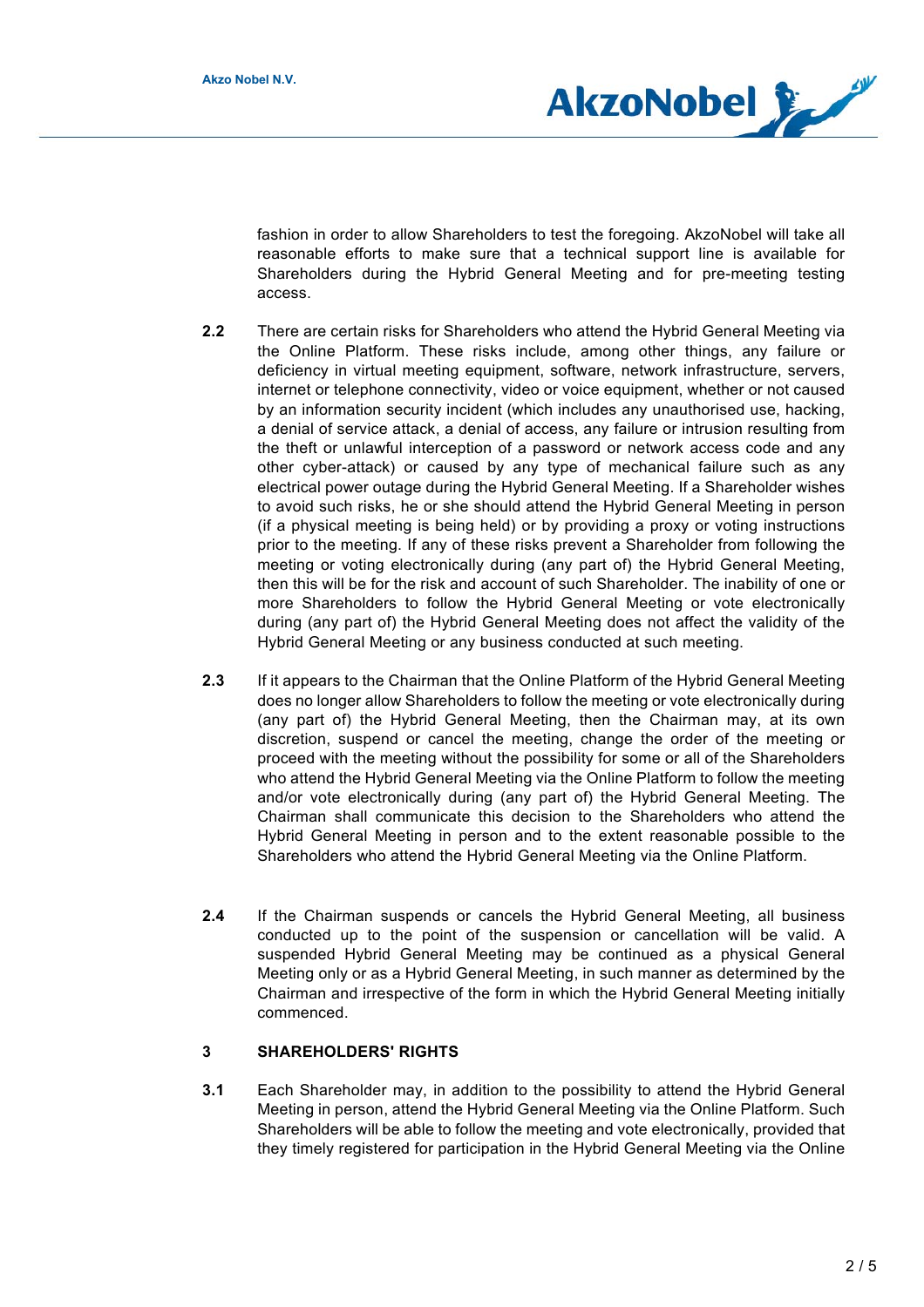fashion in order to allow Shareholders to test the foregoing. AkzoNobel will take all reasonable efforts to make sure that a technical support line is available for Shareholders during the Hybrid General Meeting and for pre-meeting testing access.

**2.2** There are certain risks for Shareholders who attend the Hybrid General Meeting via the Online Platform. These risks include, among other things, any failure or deficiency in virtual meeting equipment, software, network infrastructure, servers, internet or telephone connectivity, video or voice equipment, whether or not caused by an information security incident (which includes any unauthorised use, hacking, a denial of service attack, a denial of access, any failure or intrusion resulting from the theft or unlawful interception of a password or network access code and any other cyber-attack) or caused by any type of mechanical failure such as any electrical power outage during the Hybrid General Meeting. If a Shareholder wishes to avoid such risks, he or she should attend the Hybrid General Meeting in person (if a physical meeting is being held) or by providing a proxy or voting instructions prior to the meeting. If any of these risks prevent a Shareholder from following the meeting or voting electronically during (any part of) the Hybrid General Meeting, then this will be for the risk and account of such Shareholder. The inability of one or more Shareholders to follow the Hybrid General Meeting or vote electronically during (any part of) the Hybrid General Meeting does not affect the validity of the Hybrid General Meeting or any business conducted at such meeting.

**2.3** If it appears to the Chairman that the Online Platform of the Hybrid General Meeting does no longer allow Shareholders to follow the meeting or vote electronically during (any part of) the Hybrid General Meeting, then the Chairman may, at its own discretion, suspend or cancel the meeting, change the order of the meeting or proceed with the meeting without the possibility for some or all of the Shareholders who attend the Hybrid General Meeting via the Online Platform to follow the meeting and/or vote electronically during (any part of) the Hybrid General Meeting. The Chairman shall communicate this decision to the Shareholders who attend the Hybrid General Meeting in person and to the extent reasonable possible to the Shareholders who attend the Hybrid General Meeting via the Online Platform.

**2.4** If the Chairman suspends or cancels the Hybrid General Meeting, all business conducted up to the point of the suspension or cancellation will be valid. A suspended Hybrid General Meeting may be continued as a physical General Meeting only or as a Hybrid General Meeting, in such manner as determined by the Chairman and irrespective of the form in which the Hybrid General Meeting initially commenced.

## 3 SHAREHOLDERS' RIGHTS

**3.1** Each Shareholder may, in addition to the possibility to attend the Hybrid General Meeting in person, attend the Hybrid General Meeting via the Online Platform. Such Shareholders will be able to follow the meeting and vote electronically, provided that they timely registered for participation in the Hybrid General Meeting via the Online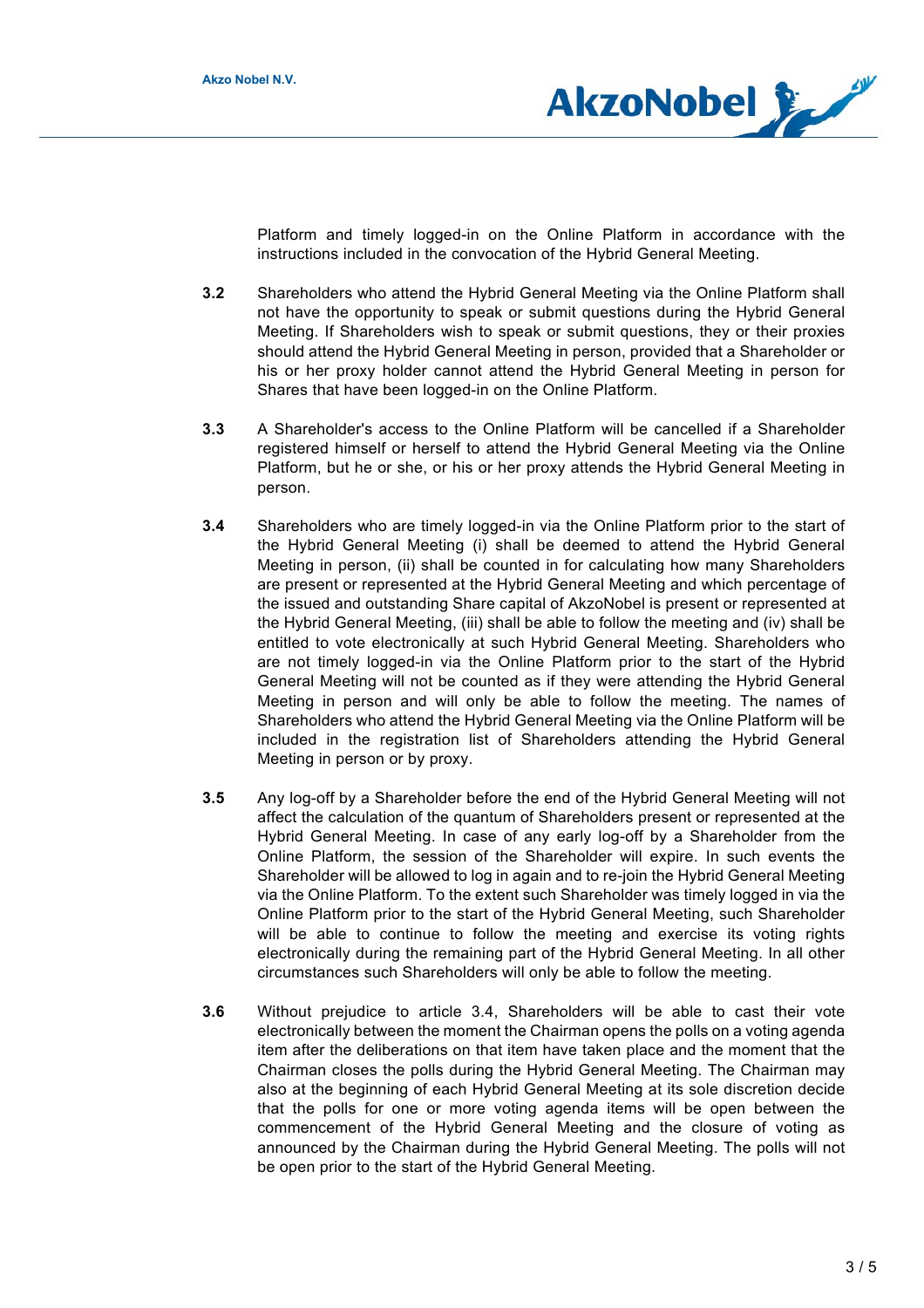Platform and timely logged-in on the Online Platform in accordance with the instructions included in the convocation of the Hybrid General Meeting.

**3.2** Shareholders who attend the Hybrid General Meeting via the Online Platform shall not have the opportunity to speak or submit questions during the Hybrid General Meeting. If Shareholders wish to speak or submit questions, they or their proxies should attend the Hybrid General Meeting in person, provided that a Shareholder or his or her proxy holder cannot attend the Hybrid General Meeting in person for Shares that have been logged-in on the Online Platform.

**3.3** A Shareholder's access to the Online Platform will be cancelled if a Shareholder registered himself or herself to attend the Hybrid General Meeting via the Online Platform, but he or she, or his or her proxy attends the Hybrid General Meeting in person.

**3.4** Shareholders who are timely logged-in via the Online Platform prior to the start of the Hybrid General Meeting (i) shall be deemed to attend the Hybrid General Meeting in person, (ii) shall be counted in for calculating how many Shareholders are present or represented at the Hybrid General Meeting and which percentage of the issued and outstanding Share capital of AkzoNobel is present or represented at the Hybrid General Meeting, (iii) shall be able to follow the meeting and (iv) shall be entitled to vote electronically at such Hybrid General Meeting. Shareholders who are not timely logged-in via the Online Platform prior to the start of the Hybrid General Meeting will not be counted as if they were attending the Hybrid General Meeting in person and will only be able to follow the meeting. The names of Shareholders who attend the Hybrid General Meeting via the Online Platform will be included in the registration list of Shareholders attending the Hybrid General Meeting in person or by proxy.

**3.5** Any log-off by a Shareholder before the end of the Hybrid General Meeting will not affect the calculation of the quantum of Shareholders present or represented at the Hybrid General Meeting. In case of any early log-off by a Shareholder from the Online Platform, the session of the Shareholder will expire. In such events the Shareholder will be allowed to log in again and to re-join the Hybrid General Meeting via the Online Platform. To the extent such Shareholder was timely logged in via the Online Platform prior to the start of the Hybrid General Meeting, such Shareholder will be able to continue to follow the meeting and exercise its voting rights electronically during the remaining part of the Hybrid General Meeting. In all other circumstances such Shareholders will only be able to follow the meeting.

**3.6** Without prejudice to article 3.4, Shareholders will be able to cast their vote electronically between the moment the Chairman opens the polls on a voting agenda item after the deliberations on that item have taken place and the moment that the Chairman closes the polls during the Hybrid General Meeting. The Chairman may also at the beginning of each Hybrid General Meeting at its sole discretion decide that the polls for one or more voting agenda items will be open between the commencement of the Hybrid General Meeting and the closure of voting as announced by the Chairman during the Hybrid General Meeting. The polls will not be open prior to the start of the Hybrid General Meeting.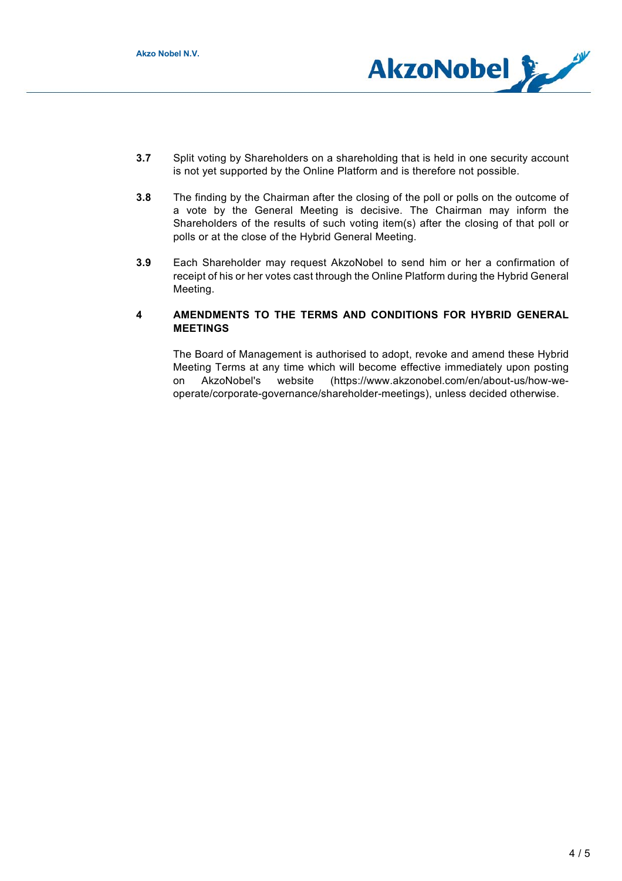**3.7** Split voting by Shareholders on a shareholding that is held in one security account is not yet supported by the Online Platform and is therefore not possible.

**3.8** The finding by the Chairman after the closing of the poll or polls on the outcome of a vote by the General Meeting is decisive. The Chairman may inform the Shareholders of the results of such voting item(s) after the closing of that poll or polls or at the close of the Hybrid General Meeting.

**3.9** Each Shareholder may request AkzoNobel to send him or her a confirmation of receipt of his or her votes cast through the Online Platform during the Hybrid General Meeting.

## 4 AMENDMENTS TO THE TERMS AND CONDITIONS FOR HYBRID GENERAL MEETINGS

The Board of Management is authorised to adopt, revoke and amend these Hybrid Meeting Terms at any time which will become effective immediately upon posting on AkzoNobel's website (https://www.akzonobel.com/en/about-us/how-we-operate/corporate-governance/shareholder-meetings), unless decided otherwise.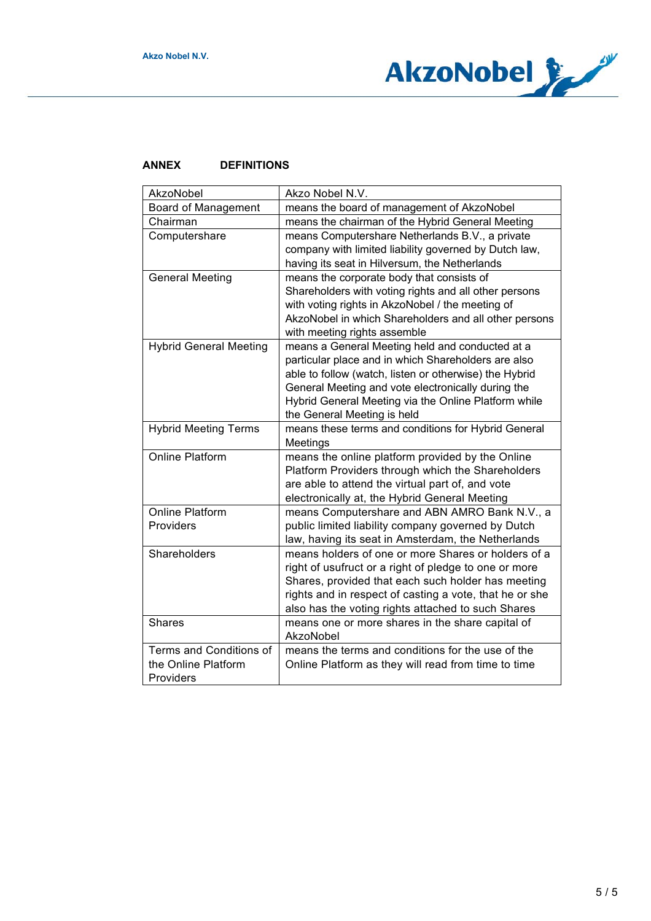## ANNEX DEFINITIONS

| | |
|---|---|
| AkzoNobel | Akzo Nobel N.V. |
| Board of Management | means the board of management of AkzoNobel |
| Chairman | means the chairman of the Hybrid General Meeting |
| Computershare | means Computershare Netherlands B.V., a private company with limited liability governed by Dutch law, having its seat in Hilversum, the Netherlands |
| General Meeting | means the corporate body that consists of Shareholders with voting rights and all other persons with voting rights in AkzoNobel / the meeting of AkzoNobel in which Shareholders and all other persons with meeting rights assemble |
| Hybrid General Meeting | means a General Meeting held and conducted at a particular place and in which Shareholders are also able to follow (watch, listen or otherwise) the Hybrid General Meeting and vote electronically during the Hybrid General Meeting via the Online Platform while the General Meeting is held |
| Hybrid Meeting Terms | means these terms and conditions for Hybrid General Meetings |
| Online Platform | means the online platform provided by the Online Platform Providers through which the Shareholders are able to attend the virtual part of, and vote electronically at, the Hybrid General Meeting |
| Online Platform Providers | means Computershare and ABN AMRO Bank N.V., a public limited liability company governed by Dutch law, having its seat in Amsterdam, the Netherlands |
| Shareholders | means holders of one or more Shares or holders of a right of usufruct or a right of pledge to one or more Shares, provided that each such holder has meeting rights and in respect of casting a vote, that he or she also has the voting rights attached to such Shares |
| Shares | means one or more shares in the share capital of AkzoNobel |
| Terms and Conditions of the Online Platform Providers | means the terms and conditions for the use of the Online Platform as they will read from time to time |